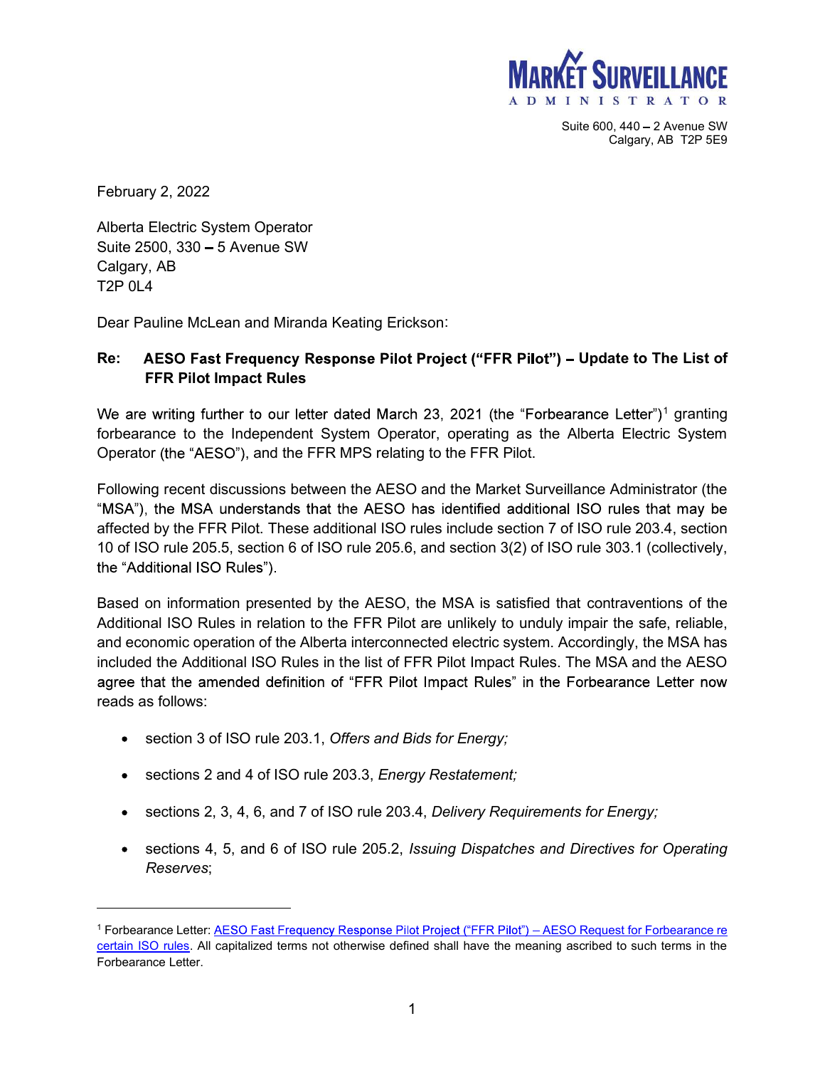MARKET SURVEILLANCE ADMINISTRATOR

Suite 600, 440 – 2 Avenue SW
Calgary, AB T2P 5E9

February 2, 2022

Alberta Electric System Operator
Suite 2500, 330 – 5 Avenue SW
Calgary, AB
T2P 0L4

Dear Pauline McLean and Miranda Keating Erickson:

**Re: AESO Fast Frequency Response Pilot Project ("FFR Pilot") – Update to The List of FFR Pilot Impact Rules**

We are writing further to our letter dated March 23, 2021 (the "Forbearance Letter")[1] granting forbearance to the Independent System Operator, operating as the Alberta Electric System Operator (the "AESO"), and the FFR MPS relating to the FFR Pilot.

Following recent discussions between the AESO and the Market Surveillance Administrator (the "MSA"), the MSA understands that the AESO has identified additional ISO rules that may be affected by the FFR Pilot. These additional ISO rules include section 7 of ISO rule 203.4, section 10 of ISO rule 205.5, section 6 of ISO rule 205.6, and section 3(2) of ISO rule 303.1 (collectively, the "Additional ISO Rules").

Based on information presented by the AESO, the MSA is satisfied that contraventions of the Additional ISO Rules in relation to the FFR Pilot are unlikely to unduly impair the safe, reliable, and economic operation of the Alberta interconnected electric system. Accordingly, the MSA has included the Additional ISO Rules in the list of FFR Pilot Impact Rules. The MSA and the AESO agree that the amended definition of "FFR Pilot Impact Rules" in the Forbearance Letter now reads as follows:

- section 3 of ISO rule 203.1, *Offers and Bids for Energy;*
- sections 2 and 4 of ISO rule 203.3, *Energy Restatement;*
- sections 2, 3, 4, 6, and 7 of ISO rule 203.4, *Delivery Requirements for Energy;*
- sections 4, 5, and 6 of ISO rule 205.2, *Issuing Dispatches and Directives for Operating Reserves*;

---

[1] Forbearance Letter: AESO Fast Frequency Response Pilot Project ("FFR Pilot") – AESO Request for Forbearance re certain ISO rules. All capitalized terms not otherwise defined shall have the meaning ascribed to such terms in the Forbearance Letter.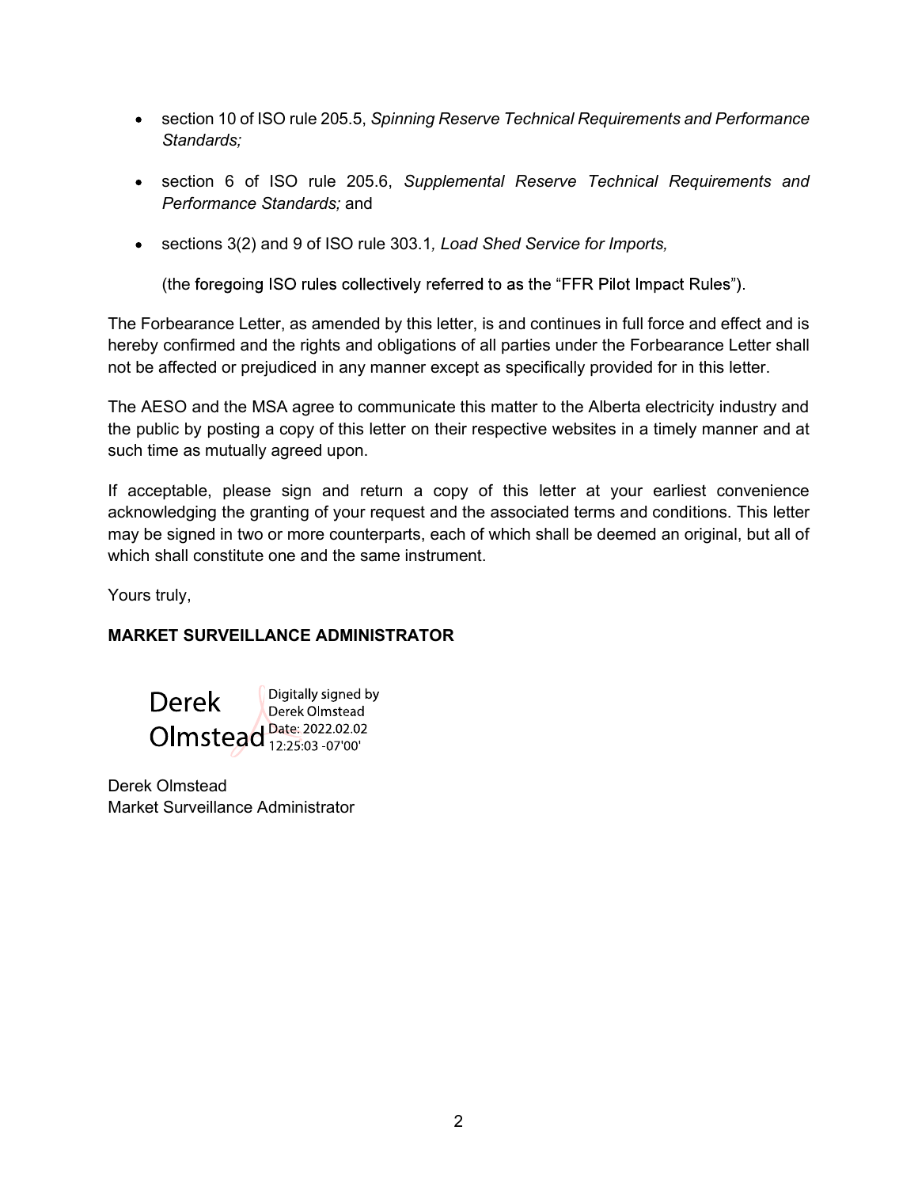- section 10 of ISO rule 205.5, *Spinning Reserve Technical Requirements and Performance Standards;*
- section 6 of ISO rule 205.6, *Supplemental Reserve Technical Requirements and Performance Standards;* and
- sections 3(2) and 9 of ISO rule 303.1*, Load Shed Service for Imports,*

  (the foregoing ISO rules collectively referred to as the "FFR Pilot Impact Rules").

The Forbearance Letter, as amended by this letter, is and continues in full force and effect and is hereby confirmed and the rights and obligations of all parties under the Forbearance Letter shall not be affected or prejudiced in any manner except as specifically provided for in this letter.

The AESO and the MSA agree to communicate this matter to the Alberta electricity industry and the public by posting a copy of this letter on their respective websites in a timely manner and at such time as mutually agreed upon.

If acceptable, please sign and return a copy of this letter at your earliest convenience acknowledging the granting of your request and the associated terms and conditions. This letter may be signed in two or more counterparts, each of which shall be deemed an original, but all of which shall constitute one and the same instrument.

Yours truly,

**MARKET SURVEILLANCE ADMINISTRATOR**

Derek Olmstead
Digitally signed by Derek Olmstead
Date: 2022.02.02 12:25:03 -07'00'

Derek Olmstead
Market Surveillance Administrator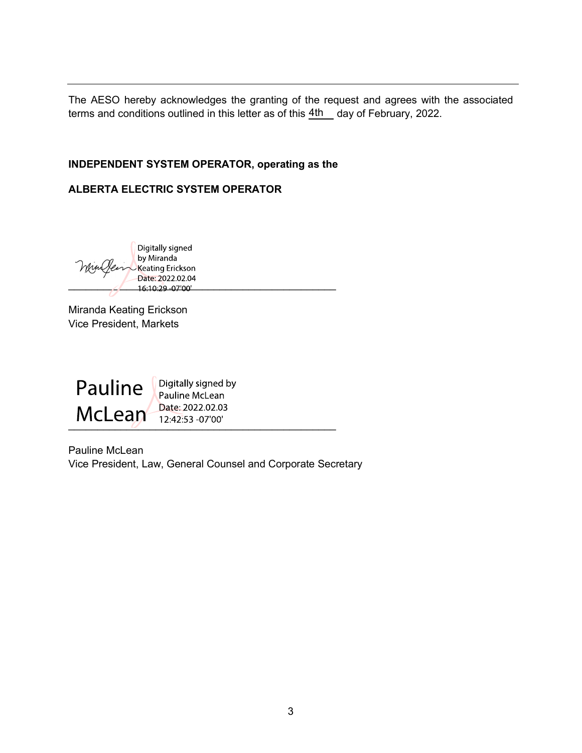---

The AESO hereby acknowledges the granting of the request and agrees with the associated terms and conditions outlined in this letter as of this 4th day of February, 2022.

**INDEPENDENT SYSTEM OPERATOR, operating as the**

**ALBERTA ELECTRIC SYSTEM OPERATOR**

Digitally signed by Miranda Keating Erickson
Date: 2022.02.04 16:10:29 -07'00'

Miranda Keating Erickson
Vice President, Markets

Pauline McLean
Digitally signed by Pauline McLean
Date: 2022.02.03 12:42:53 -07'00'

Pauline McLean
Vice President, Law, General Counsel and Corporate Secretary